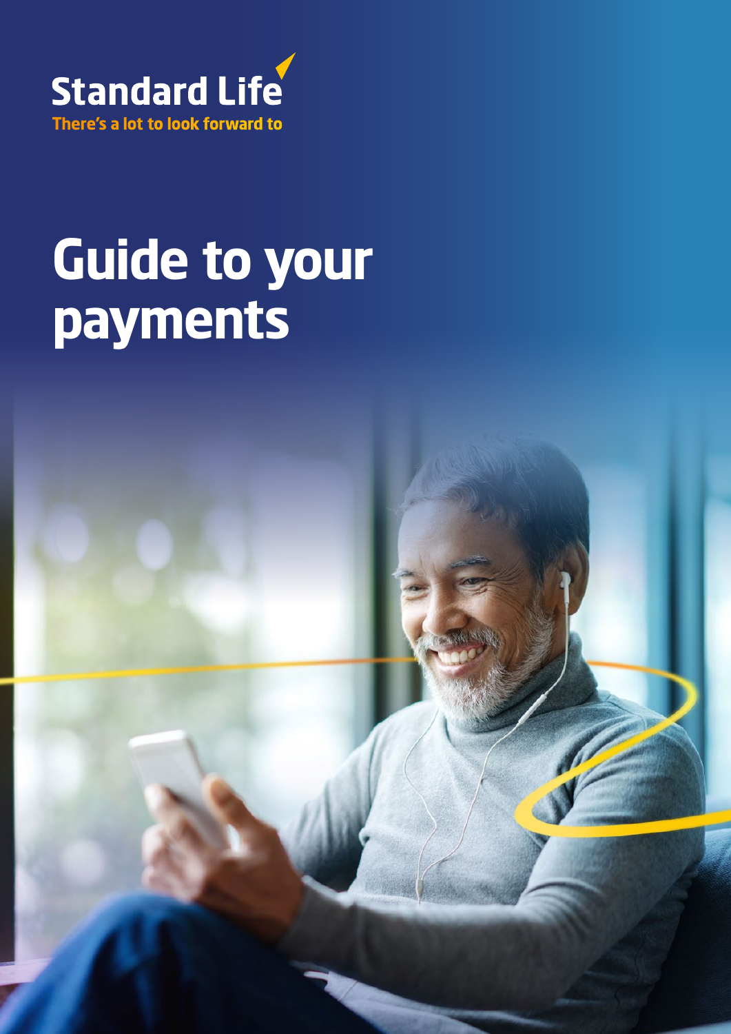Standard Life

There's a lot to look forward to

# Guide to your payments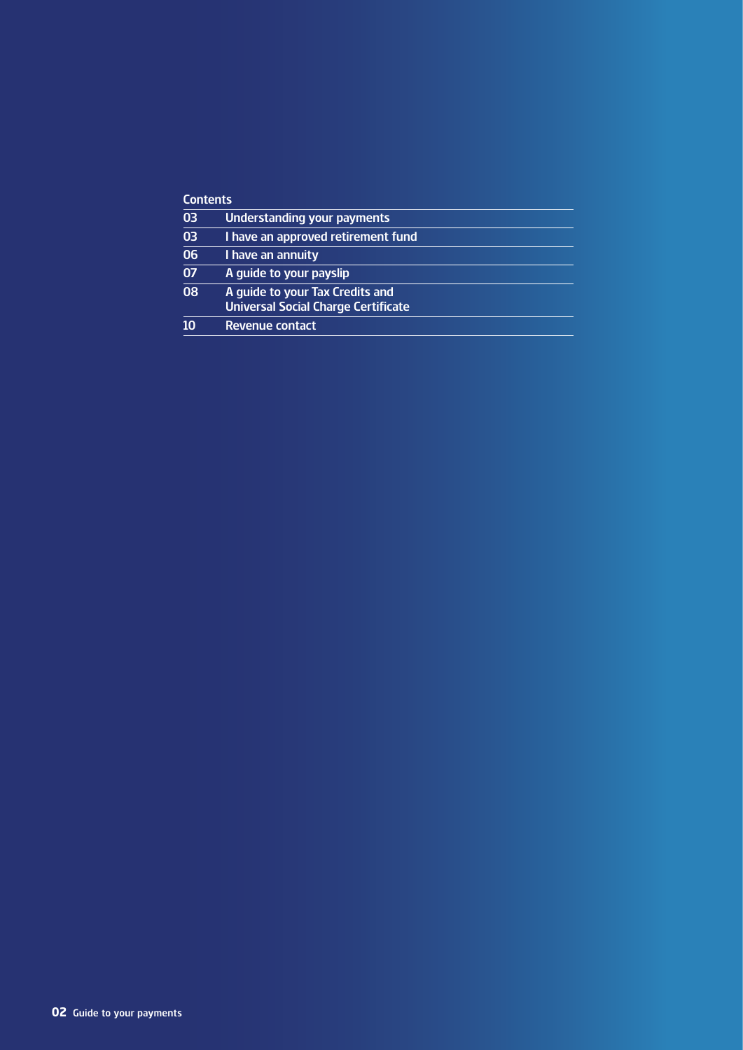## Contents

| | |
|---|---|
| 03 | Understanding your payments |
| 03 | I have an approved retirement fund |
| 06 | I have an annuity |
| 07 | A guide to your payslip |
| 08 | A guide to your Tax Credits and Universal Social Charge Certificate |
| 10 | Revenue contact |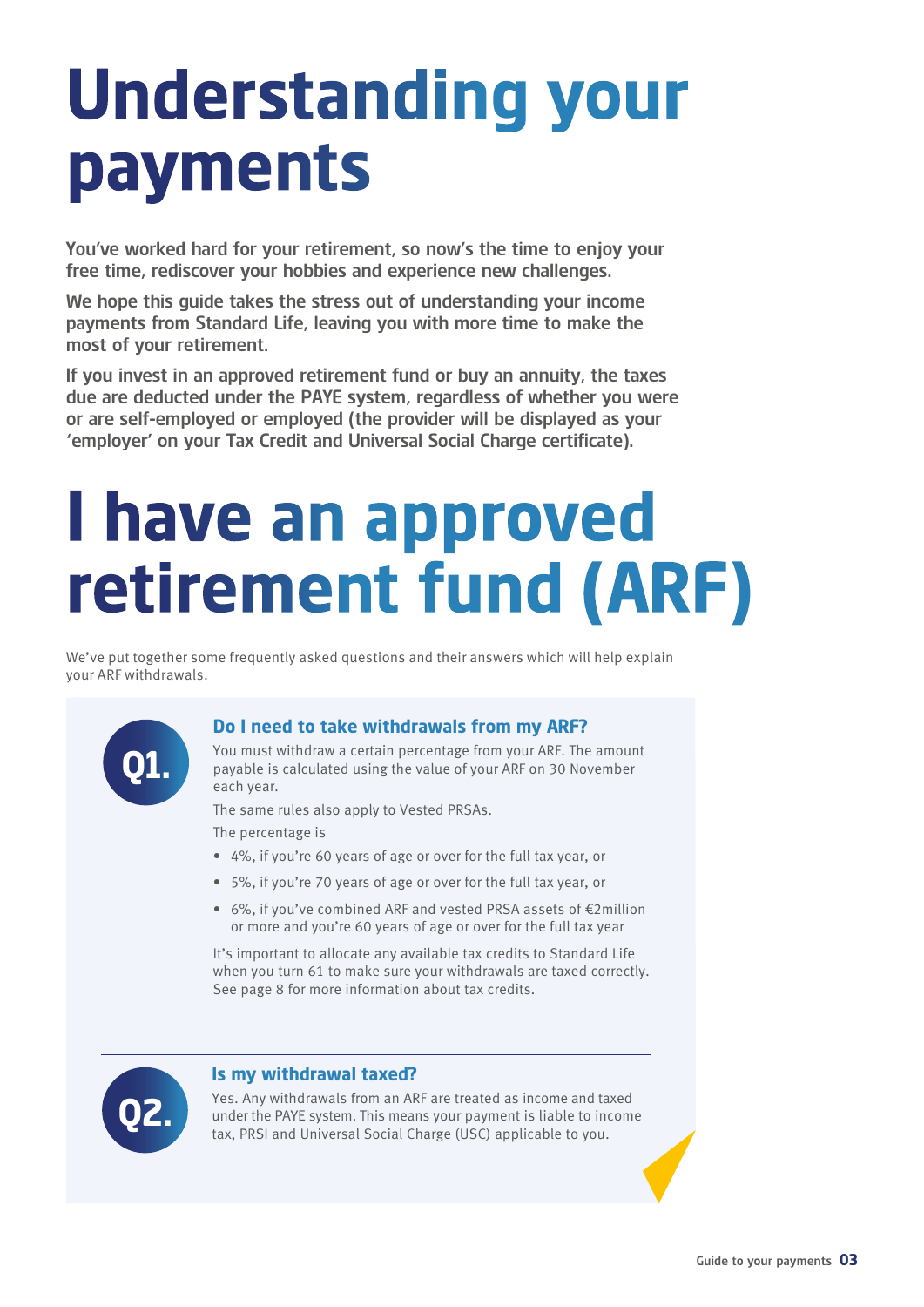# Understanding your payments

**You've worked hard for your retirement, so now's the time to enjoy your free time, rediscover your hobbies and experience new challenges.**

**We hope this guide takes the stress out of understanding your income payments from Standard Life, leaving you with more time to make the most of your retirement.**

**If you invest in an approved retirement fund or buy an annuity, the taxes due are deducted under the PAYE system, regardless of whether you were or are self-employed or employed (the provider will be displayed as your 'employer' on your Tax Credit and Universal Social Charge certificate).**

# I have an approved retirement fund (ARF)

We've put together some frequently asked questions and their answers which will help explain your ARF withdrawals.

### Q1. Do I need to take withdrawals from my ARF?

You must withdraw a certain percentage from your ARF. The amount payable is calculated using the value of your ARF on 30 November each year.

The same rules also apply to Vested PRSAs.

The percentage is

- 4%, if you're 60 years of age or over for the full tax year, or
- 5%, if you're 70 years of age or over for the full tax year, or
- 6%, if you've combined ARF and vested PRSA assets of €2million or more and you're 60 years of age or over for the full tax year

It's important to allocate any available tax credits to Standard Life when you turn 61 to make sure your withdrawals are taxed correctly. See page 8 for more information about tax credits.

### Q2. Is my withdrawal taxed?

Yes. Any withdrawals from an ARF are treated as income and taxed under the PAYE system. This means your payment is liable to income tax, PRSI and Universal Social Charge (USC) applicable to you.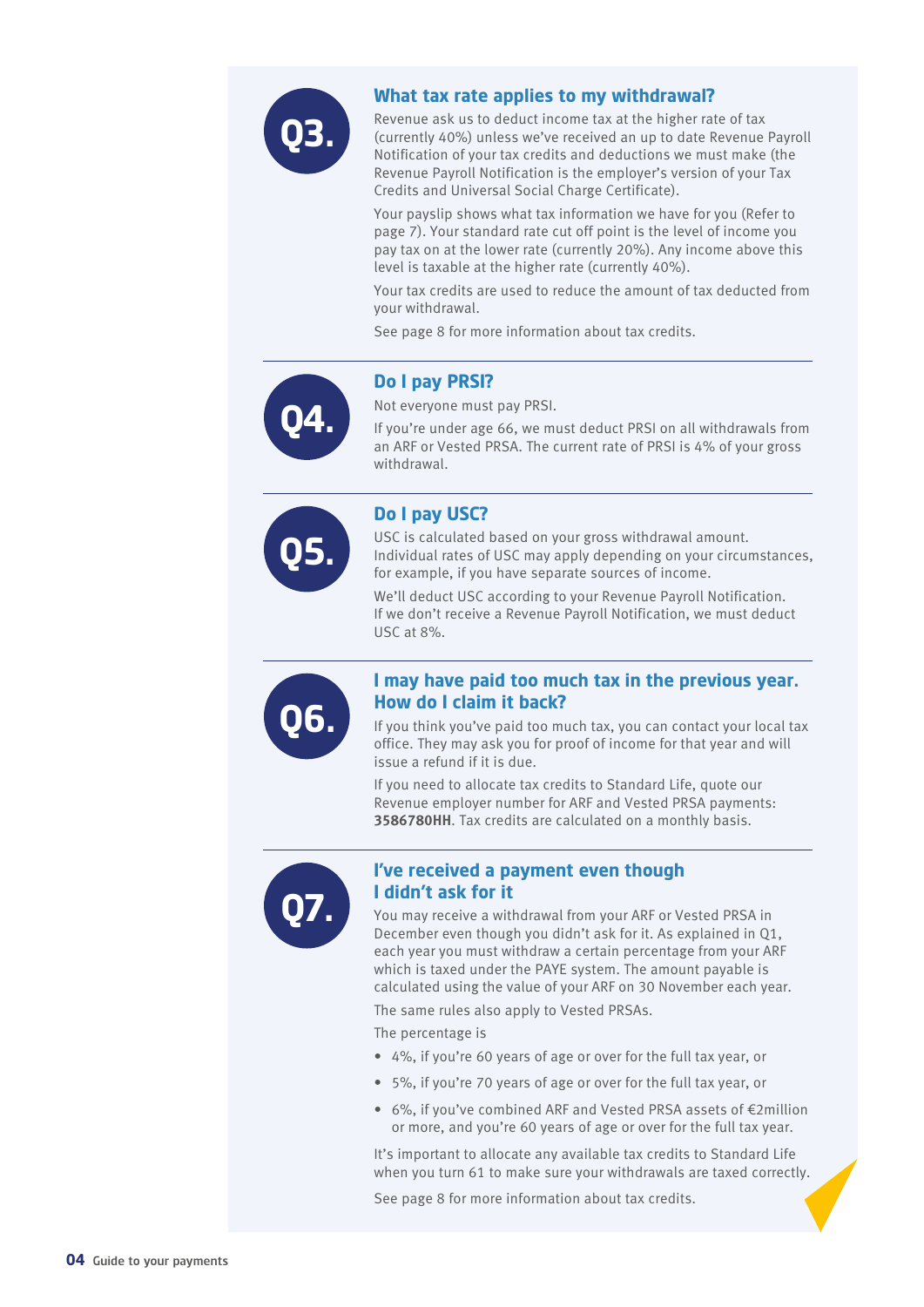## Q3. What tax rate applies to my withdrawal?

Revenue ask us to deduct income tax at the higher rate of tax (currently 40%) unless we've received an up to date Revenue Payroll Notification of your tax credits and deductions we must make (the Revenue Payroll Notification is the employer's version of your Tax Credits and Universal Social Charge Certificate).

Your payslip shows what tax information we have for you (Refer to page 7). Your standard rate cut off point is the level of income you pay tax on at the lower rate (currently 20%). Any income above this level is taxable at the higher rate (currently 40%).

Your tax credits are used to reduce the amount of tax deducted from your withdrawal.

See page 8 for more information about tax credits.

## Q4. Do I pay PRSI?

Not everyone must pay PRSI.

If you're under age 66, we must deduct PRSI on all withdrawals from an ARF or Vested PRSA. The current rate of PRSI is 4% of your gross withdrawal.

## Q5. Do I pay USC?

USC is calculated based on your gross withdrawal amount. Individual rates of USC may apply depending on your circumstances, for example, if you have separate sources of income.

We'll deduct USC according to your Revenue Payroll Notification. If we don't receive a Revenue Payroll Notification, we must deduct USC at 8%.

## Q6. I may have paid too much tax in the previous year. How do I claim it back?

If you think you've paid too much tax, you can contact your local tax office. They may ask you for proof of income for that year and will issue a refund if it is due.

If you need to allocate tax credits to Standard Life, quote our Revenue employer number for ARF and Vested PRSA payments: **3586780HH**. Tax credits are calculated on a monthly basis.

## Q7. I've received a payment even though I didn't ask for it

You may receive a withdrawal from your ARF or Vested PRSA in December even though you didn't ask for it. As explained in Q1, each year you must withdraw a certain percentage from your ARF which is taxed under the PAYE system. The amount payable is calculated using the value of your ARF on 30 November each year.

The same rules also apply to Vested PRSAs.

The percentage is

- 4%, if you're 60 years of age or over for the full tax year, or
- 5%, if you're 70 years of age or over for the full tax year, or
- 6%, if you've combined ARF and Vested PRSA assets of €2million or more, and you're 60 years of age or over for the full tax year.

It's important to allocate any available tax credits to Standard Life when you turn 61 to make sure your withdrawals are taxed correctly.

See page 8 for more information about tax credits.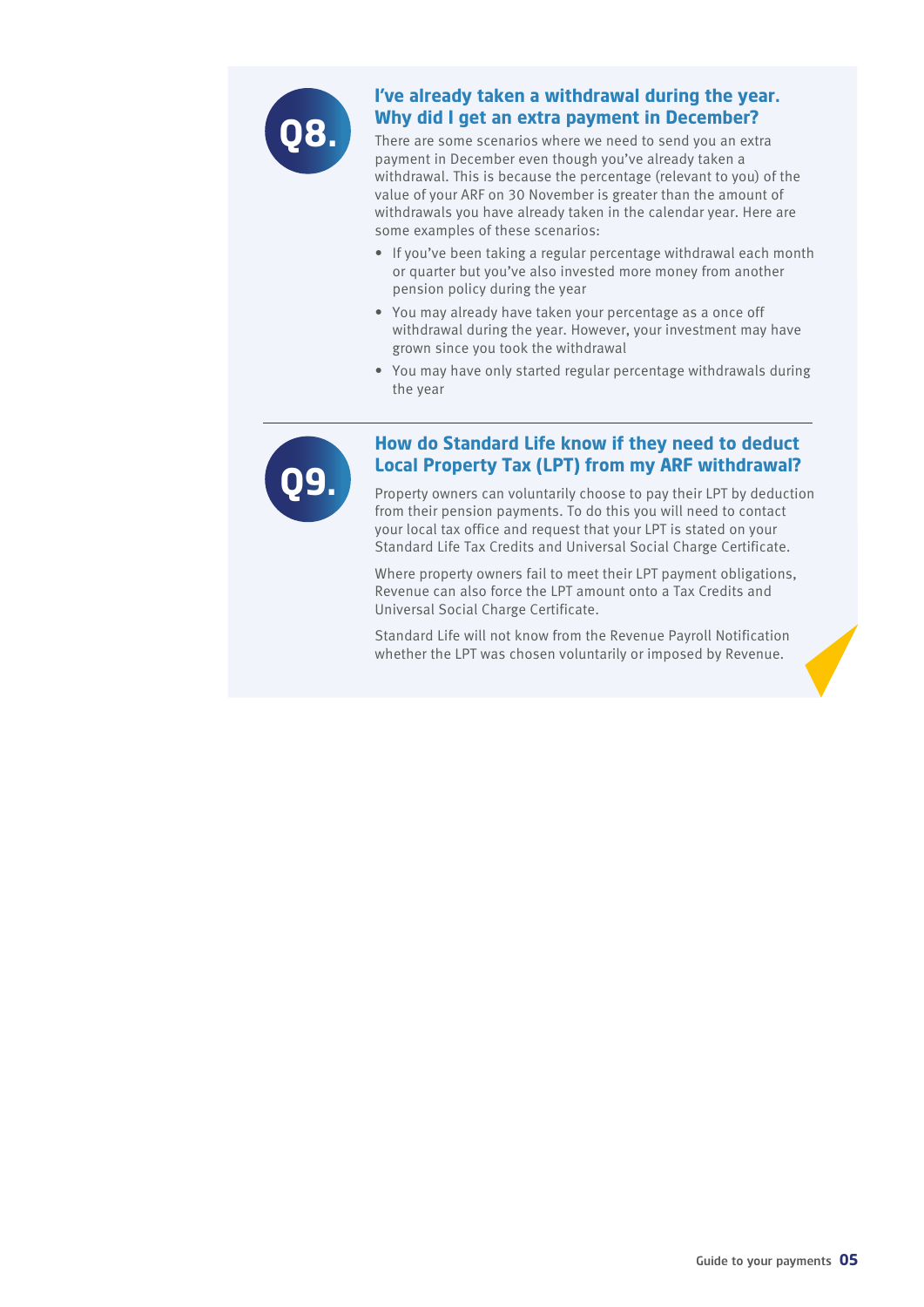## Q8. I've already taken a withdrawal during the year. Why did I get an extra payment in December?

There are some scenarios where we need to send you an extra payment in December even though you've already taken a withdrawal. This is because the percentage (relevant to you) of the value of your ARF on 30 November is greater than the amount of withdrawals you have already taken in the calendar year. Here are some examples of these scenarios:

- If you've been taking a regular percentage withdrawal each month or quarter but you've also invested more money from another pension policy during the year
- You may already have taken your percentage as a once off withdrawal during the year. However, your investment may have grown since you took the withdrawal
- You may have only started regular percentage withdrawals during the year

## Q9. How do Standard Life know if they need to deduct Local Property Tax (LPT) from my ARF withdrawal?

Property owners can voluntarily choose to pay their LPT by deduction from their pension payments. To do this you will need to contact your local tax office and request that your LPT is stated on your Standard Life Tax Credits and Universal Social Charge Certificate.

Where property owners fail to meet their LPT payment obligations, Revenue can also force the LPT amount onto a Tax Credits and Universal Social Charge Certificate.

Standard Life will not know from the Revenue Payroll Notification whether the LPT was chosen voluntarily or imposed by Revenue.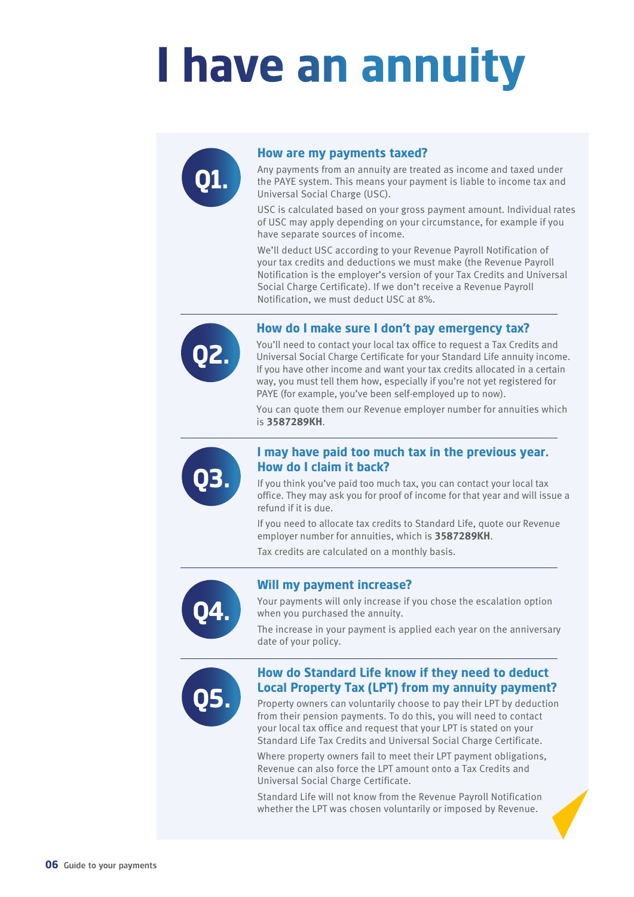# I have an annuity

## Q1. How are my payments taxed?

Any payments from an annuity are treated as income and taxed under the PAYE system. This means your payment is liable to income tax and Universal Social Charge (USC).

USC is calculated based on your gross payment amount. Individual rates of USC may apply depending on your circumstance, for example if you have separate sources of income.

We'll deduct USC according to your Revenue Payroll Notification of your tax credits and deductions we must make (the Revenue Payroll Notification is the employer's version of your Tax Credits and Universal Social Charge Certificate). If we don't receive a Revenue Payroll Notification, we must deduct USC at 8%.

## Q2. How do I make sure I don't pay emergency tax?

You'll need to contact your local tax office to request a Tax Credits and Universal Social Charge Certificate for your Standard Life annuity income. If you have other income and want your tax credits allocated in a certain way, you must tell them how, especially if you're not yet registered for PAYE (for example, you've been self-employed up to now).

You can quote them our Revenue employer number for annuities which is **3587289KH**.

## Q3. I may have paid too much tax in the previous year. How do I claim it back?

If you think you've paid too much tax, you can contact your local tax office. They may ask you for proof of income for that year and will issue a refund if it is due.

If you need to allocate tax credits to Standard Life, quote our Revenue employer number for annuities, which is **3587289KH**.

Tax credits are calculated on a monthly basis.

## Q4. Will my payment increase?

Your payments will only increase if you chose the escalation option when you purchased the annuity.

The increase in your payment is applied each year on the anniversary date of your policy.

## Q5. How do Standard Life know if they need to deduct Local Property Tax (LPT) from my annuity payment?

Property owners can voluntarily choose to pay their LPT by deduction from their pension payments. To do this, you will need to contact your local tax office and request that your LPT is stated on your Standard Life Tax Credits and Universal Social Charge Certificate.

Where property owners fail to meet their LPT payment obligations, Revenue can also force the LPT amount onto a Tax Credits and Universal Social Charge Certificate.

Standard Life will not know from the Revenue Payroll Notification whether the LPT was chosen voluntarily or imposed by Revenue.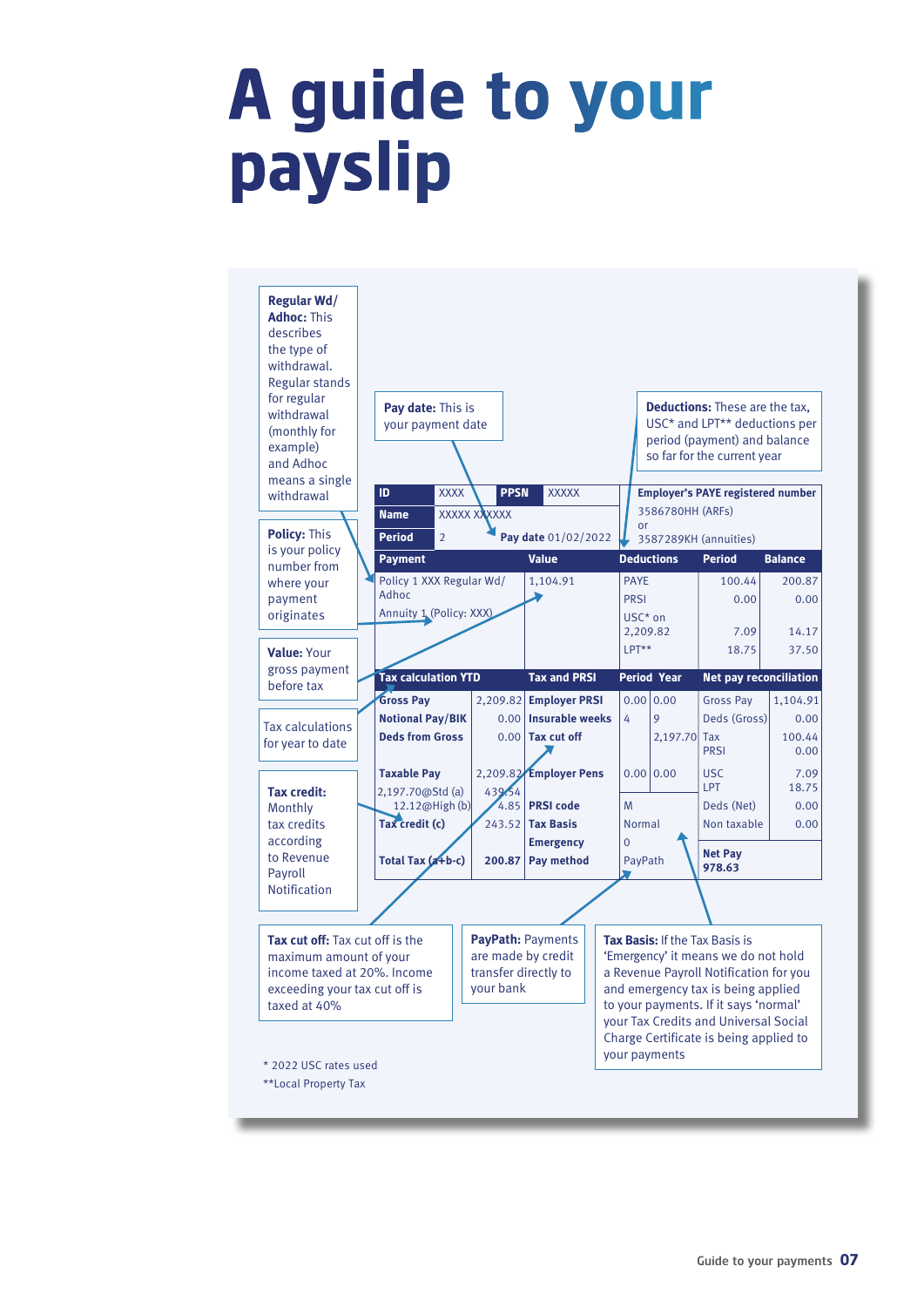# A guide to your payslip

**Regular Wd/ Adhoc:** This describes the type of withdrawal. Regular stands for regular withdrawal (monthly for example) and Adhoc means a single withdrawal

**Policy:** This is your policy number from where your payment originates

**Value:** Your gross payment before tax

Tax calculations for year to date

**Tax credit:** Monthly tax credits according to Revenue Payroll Notification

**Pay date:** This is your payment date

**Deductions:** These are the tax, USC* and LPT** deductions per period (payment) and balance so far for the current year

| ID | XXXX | PPSN | XXXXX | Employer's PAYE registered number 3586780HH (ARFs) or 3587289KH (annuities) |
|---|---|---|---|---|
| Name | XXXXX XXXXXX | | | |
| Period | 2 | Pay date 01/02/2022 | | |

| Payment | Value | Deductions | Period | Balance |
|---|---|---|---|---|
| Policy 1 XXX Regular Wd/ Adhoc | 1,104.91 | PAYE | 100.44 | 200.87 |
| Annuity 1 (Policy: XXX) | | PRSI | 0.00 | 0.00 |
| | | USC* on 2,209.82 | 7.09 | 14.17 |
| | | LPT** | 18.75 | 37.50 |

| Tax calculation YTD | | Tax and PRSI | Period | Year | Net pay reconciliation | |
|---|---|---|---|---|---|---|
| Gross Pay | 2,209.82 | Employer PRSI | 0.00 | 0.00 | Gross Pay | 1,104.91 |
| Notional Pay/BIK | 0.00 | Insurable weeks | 4 | 9 | Deds (Gross) | 0.00 |
| Deds from Gross | 0.00 | Tax cut off | | 2,197.70 | Tax | 100.44 |
| | | | | | PRSI | 0.00 |
| Taxable Pay | 2,209.82 | Employer Pens | 0.00 | 0.00 | USC | 7.09 |
| 2,197.70@Std (a) | 439.54 | | | | LPT | 18.75 |
| 12.12@High (b) | 4.85 | PRSI code | M | | Deds (Net) | 0.00 |
| Tax credit (c) | 243.52 | Tax Basis | Normal | | Non taxable | 0.00 |
| | | Emergency | 0 | | | |
| Total Tax (a+b-c) | 200.87 | Pay method | PayPath | | Net Pay 978.63 | |

**Tax cut off:** Tax cut off is the maximum amount of your income taxed at 20%. Income exceeding your tax cut off is taxed at 40%

**PayPath:** Payments are made by credit transfer directly to your bank

**Tax Basis:** If the Tax Basis is 'Emergency' it means we do not hold a Revenue Payroll Notification for you and emergency tax is being applied to your payments. If it says 'normal' your Tax Credits and Universal Social Charge Certificate is being applied to your payments

\* 2022 USC rates used

\*\*Local Property Tax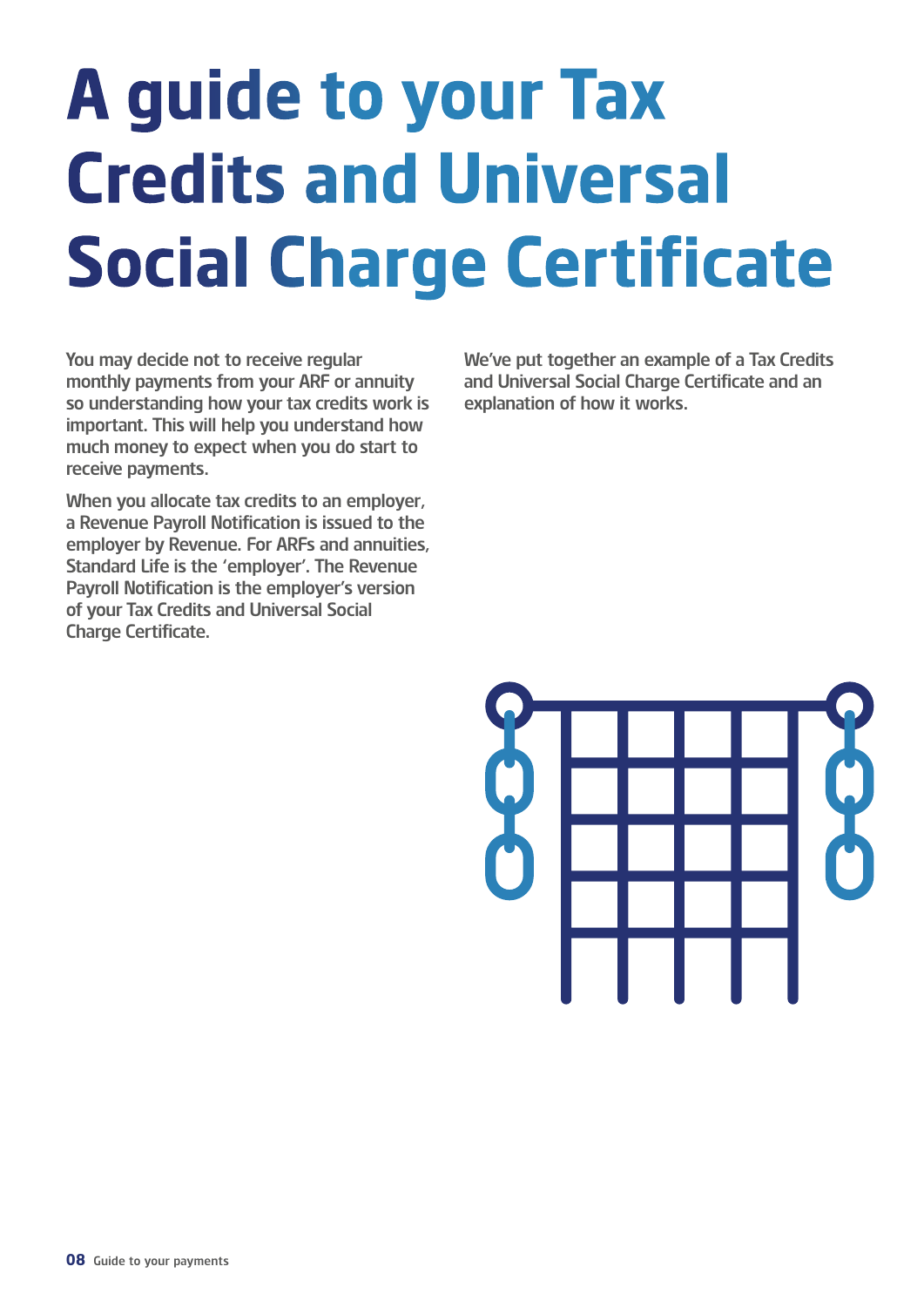# A guide to your Tax Credits and Universal Social Charge Certificate

You may decide not to receive regular monthly payments from your ARF or annuity so understanding how your tax credits work is important. This will help you understand how much money to expect when you do start to receive payments.

When you allocate tax credits to an employer, a Revenue Payroll Notification is issued to the employer by Revenue. For ARFs and annuities, Standard Life is the 'employer'. The Revenue Payroll Notification is the employer's version of your Tax Credits and Universal Social Charge Certificate.

We've put together an example of a Tax Credits and Universal Social Charge Certificate and an explanation of how it works.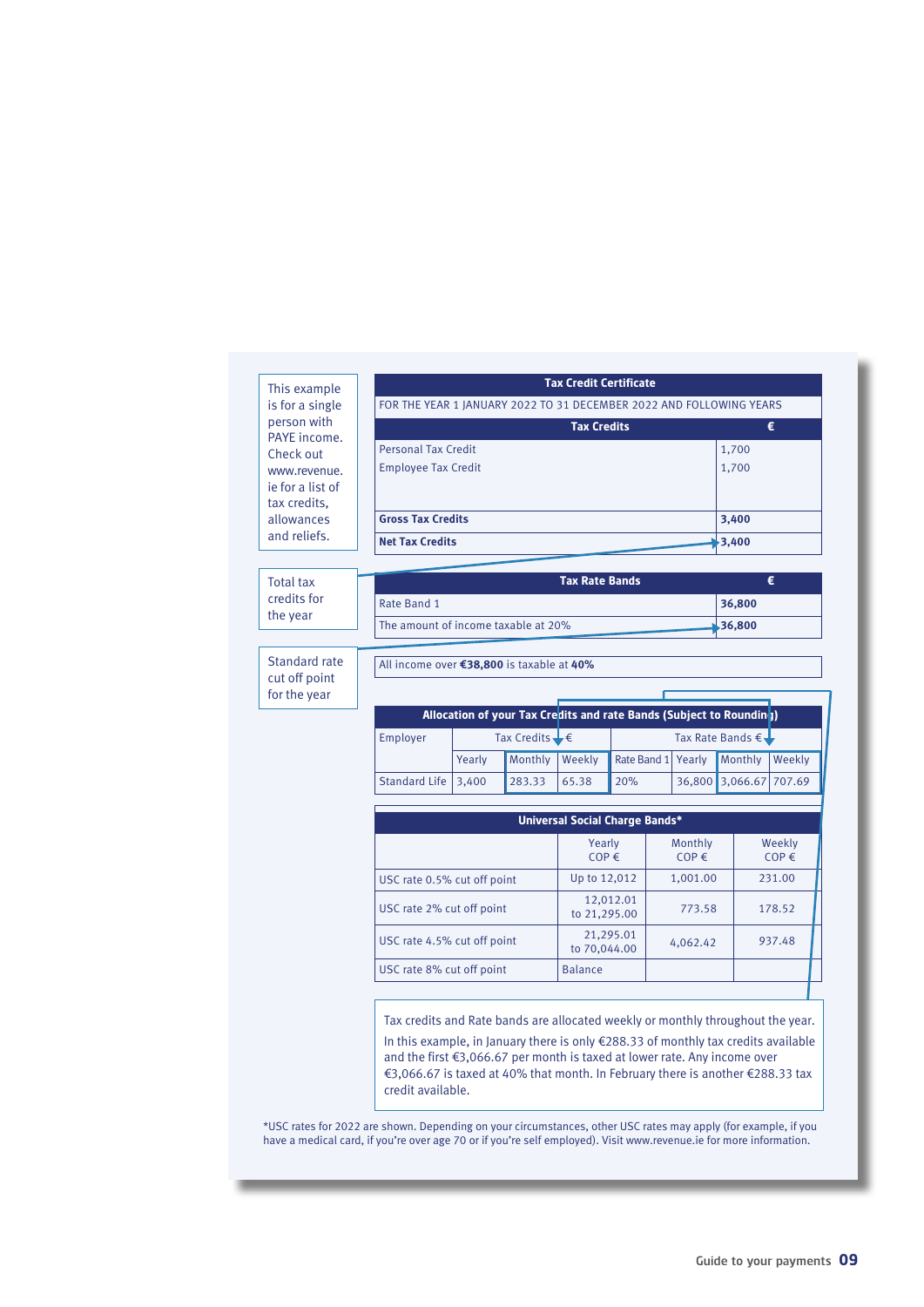This example is for a single person with PAYE income. Check out www.revenue.ie for a list of tax credits, allowances and reliefs.

Total tax credits for the year

Standard rate cut off point for the year

| Tax Credit Certificate | |
|---|---|
| FOR THE YEAR 1 JANUARY 2022 TO 31 DECEMBER 2022 AND FOLLOWING YEARS | |
| **Tax Credits** | **€** |
| Personal Tax Credit | 1,700 |
| Employee Tax Credit | 1,700 |
| **Gross Tax Credits** | **3,400** |
| **Net Tax Credits** | **3,400** |

| Tax Rate Bands | € |
|---|---|
| Rate Band 1 | **36,800** |
| The amount of income taxable at 20% | **36,800** |

All income over **€38,800** is taxable at **40%**

| Allocation of your Tax Credits and rate Bands (Subject to Rounding) | | | | | | | |
|---|---|---|---|---|---|---|---|
| Employer | Tax Credits € | | | Tax Rate Bands € | | | |
| | Yearly | Monthly | Weekly | Rate Band 1 | Yearly | Monthly | Weekly |
| Standard Life | 3,400 | 283.33 | 65.38 | 20% | 36,800 | 3,066.67 | 707.69 |

| Universal Social Charge Bands* | Yearly COP € | Monthly COP € | Weekly COP € |
|---|---|---|---|
| USC rate 0.5% cut off point | Up to 12,012 | 1,001.00 | 231.00 |
| USC rate 2% cut off point | 12,012.01 to 21,295.00 | 773.58 | 178.52 |
| USC rate 4.5% cut off point | 21,295.01 to 70,044.00 | 4,062.42 | 937.48 |
| USC rate 8% cut off point | Balance | | |

Tax credits and Rate bands are allocated weekly or monthly throughout the year. In this example, in January there is only €288.33 of monthly tax credits available and the first €3,066.67 per month is taxed at lower rate. Any income over €3,066.67 is taxed at 40% that month. In February there is another €288.33 tax credit available.

*USC rates for 2022 are shown. Depending on your circumstances, other USC rates may apply (for example, if you have a medical card, if you're over age 70 or if you're self employed). Visit www.revenue.ie for more information.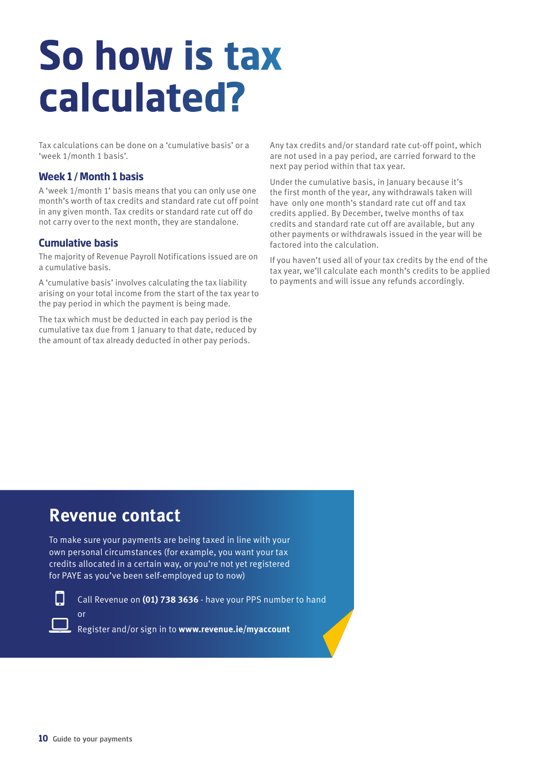# So how is tax calculated?

Tax calculations can be done on a 'cumulative basis' or a 'week 1/month 1 basis'.

### Week 1 / Month 1 basis

A 'week 1/month 1' basis means that you can only use one month's worth of tax credits and standard rate cut off point in any given month. Tax credits or standard rate cut off do not carry over to the next month, they are standalone.

### Cumulative basis

The majority of Revenue Payroll Notifications issued are on a cumulative basis.

A 'cumulative basis' involves calculating the tax liability arising on your total income from the start of the tax year to the pay period in which the payment is being made.

The tax which must be deducted in each pay period is the cumulative tax due from 1 January to that date, reduced by the amount of tax already deducted in other pay periods.

Any tax credits and/or standard rate cut-off point, which are not used in a pay period, are carried forward to the next pay period within that tax year.

Under the cumulative basis, in January because it's the first month of the year, any withdrawals taken will have only one month's standard rate cut off and tax credits applied. By December, twelve months of tax credits and standard rate cut off are available, but any other payments or withdrawals issued in the year will be factored into the calculation.

If you haven't used all of your tax credits by the end of the tax year, we'll calculate each month's credits to be applied to payments and will issue any refunds accordingly.

## Revenue contact

To make sure your payments are being taxed in line with your own personal circumstances (for example, you want your tax credits allocated in a certain way, or you're not yet registered for PAYE as you've been self-employed up to now)

Call Revenue on **(01) 738 3636** - have your PPS number to hand

or

Register and/or sign in to **www.revenue.ie/myaccount**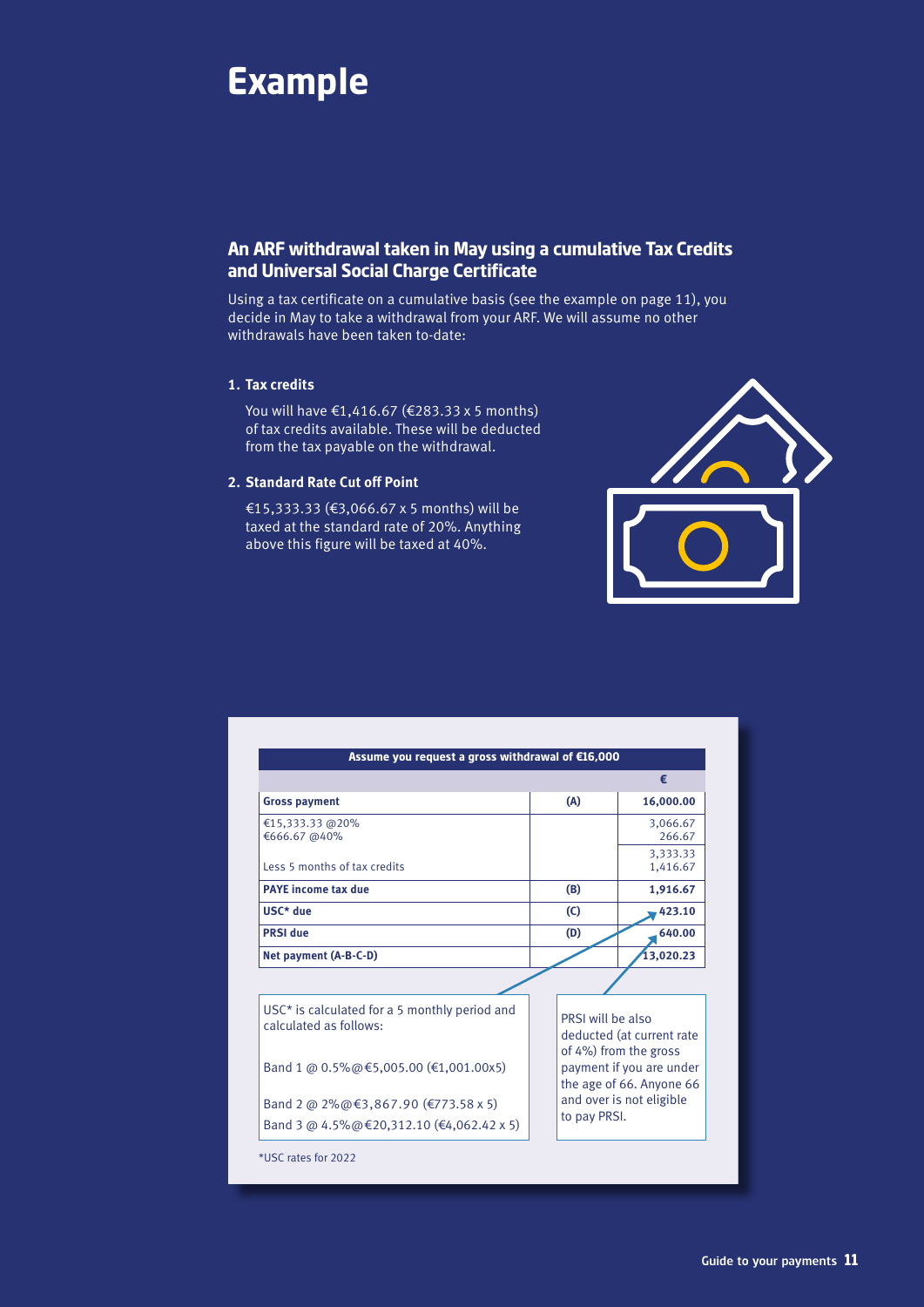# Example

## An ARF withdrawal taken in May using a cumulative Tax Credits and Universal Social Charge Certificate

Using a tax certificate on a cumulative basis (see the example on page 11), you decide in May to take a withdrawal from your ARF. We will assume no other withdrawals have been taken to-date:

**1. Tax credits**

You will have €1,416.67 (€283.33 x 5 months) of tax credits available. These will be deducted from the tax payable on the withdrawal.

**2. Standard Rate Cut off Point**

€15,333.33 (€3,066.67 x 5 months) will be taxed at the standard rate of 20%. Anything above this figure will be taxed at 40%.

| Assume you request a gross withdrawal of €16,000 | | |
|---|---|---|
| | | € |
| **Gross payment** | **(A)** | **16,000.00** |
| €15,333.33 @20%<br>€666.67 @40% | | 3,066.67<br>266.67 |
| | | 3,333.33 |
| Less 5 months of tax credits | | 1,416.67 |
| **PAYE income tax due** | **(B)** | **1,916.67** |
| **USC* due** | **(C)** | **423.10** |
| **PRSI due** | **(D)** | **640.00** |
| **Net payment (A-B-C-D)** | | **13,020.23** |

USC* is calculated for a 5 monthly period and calculated as follows:

Band 1 @ 0.5%@€5,005.00 (€1,001.00x5)

Band 2 @ 2%@€3,867.90 (€773.58 x 5)

Band 3 @ 4.5%@€20,312.10 (€4,062.42 x 5)

PRSI will be also deducted (at current rate of 4%) from the gross payment if you are under the age of 66. Anyone 66 and over is not eligible to pay PRSI.

*USC rates for 2022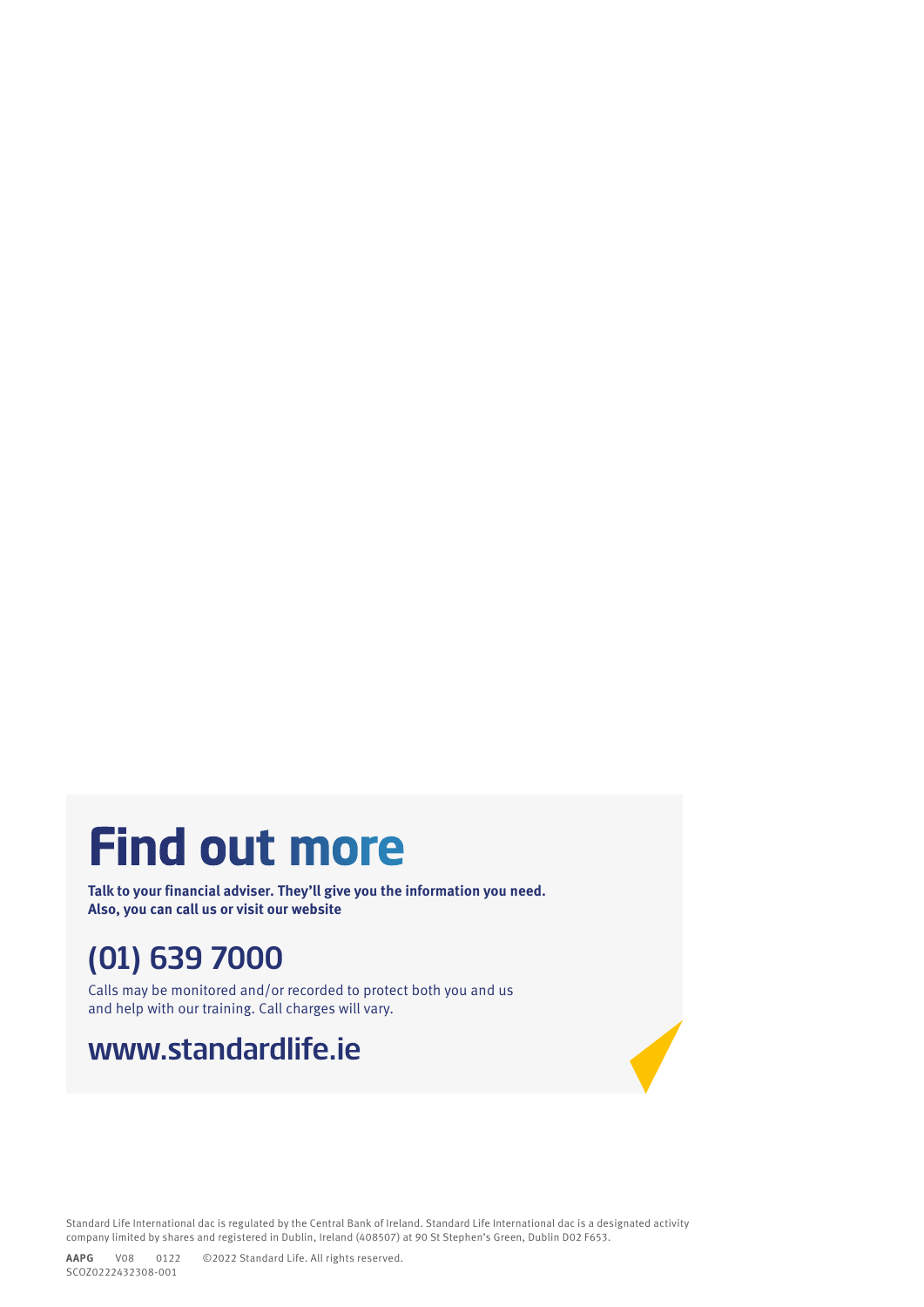# Find out more

**Talk to your financial adviser. They'll give you the information you need. Also, you can call us or visit our website**

## (01) 639 7000

Calls may be monitored and/or recorded to protect both you and us and help with our training. Call charges will vary.

## www.standardlife.ie

Standard Life International dac is regulated by the Central Bank of Ireland. Standard Life International dac is a designated activity company limited by shares and registered in Dublin, Ireland (408507) at 90 St Stephen's Green, Dublin D02 F653.

**AAPG** V08 0122 ©2022 Standard Life. All rights reserved.
SCOZ0222432308-001